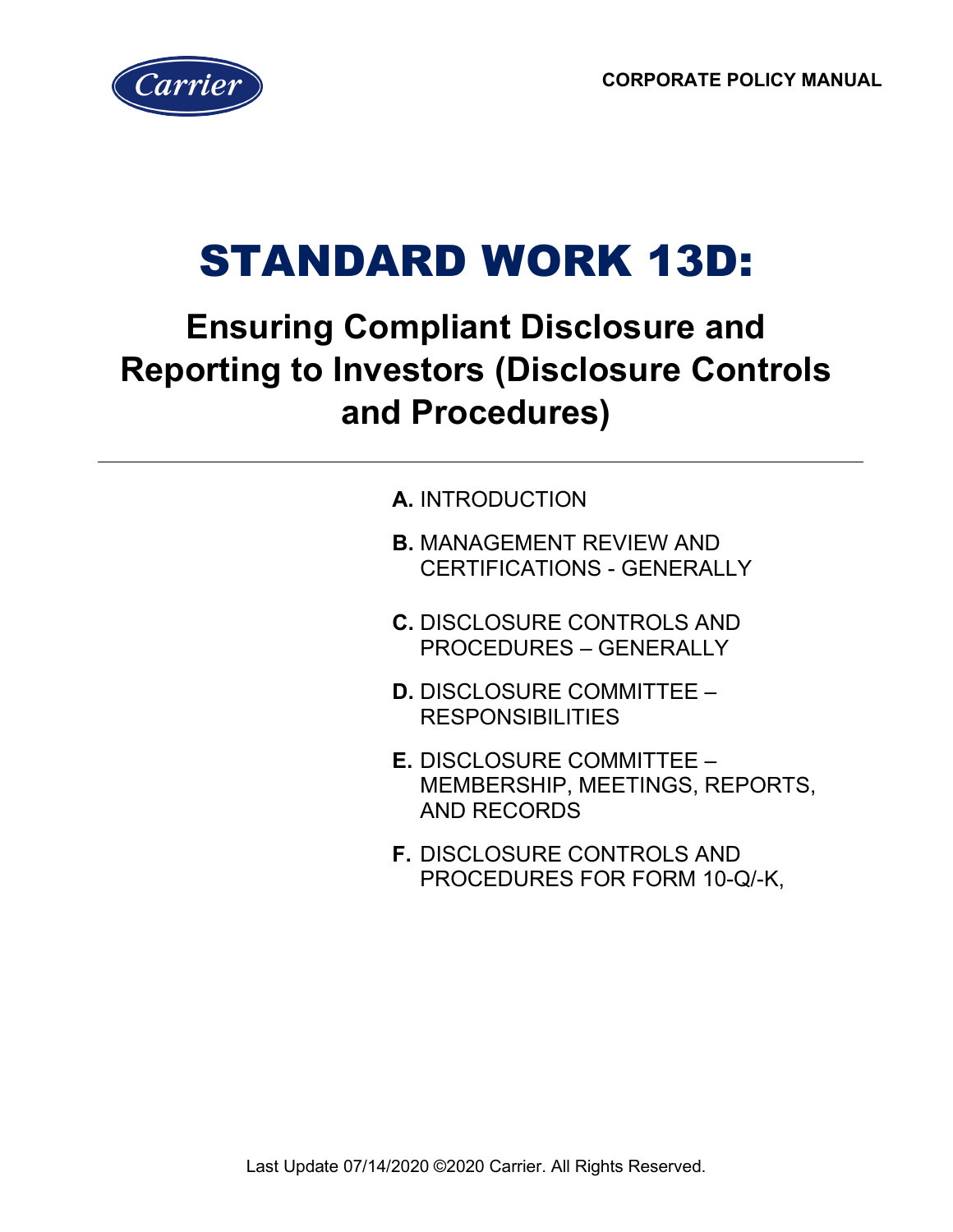CORPORATE POLICY MANUAL

# STANDARD WORK 13D:

## Ensuring Compliant Disclosure and Reporting to Investors (Disclosure Controls and Procedures)

---

**A.** INTRODUCTION

**B.** MANAGEMENT REVIEW AND CERTIFICATIONS - GENERALLY

**C.** DISCLOSURE CONTROLS AND PROCEDURES – GENERALLY

**D.** DISCLOSURE COMMITTEE – RESPONSIBILITIES

**E.** DISCLOSURE COMMITTEE – MEMBERSHIP, MEETINGS, REPORTS, AND RECORDS

**F.** DISCLOSURE CONTROLS AND PROCEDURES FOR FORM 10-Q/-K,

Last Update 07/14/2020 ©2020 Carrier. All Rights Reserved.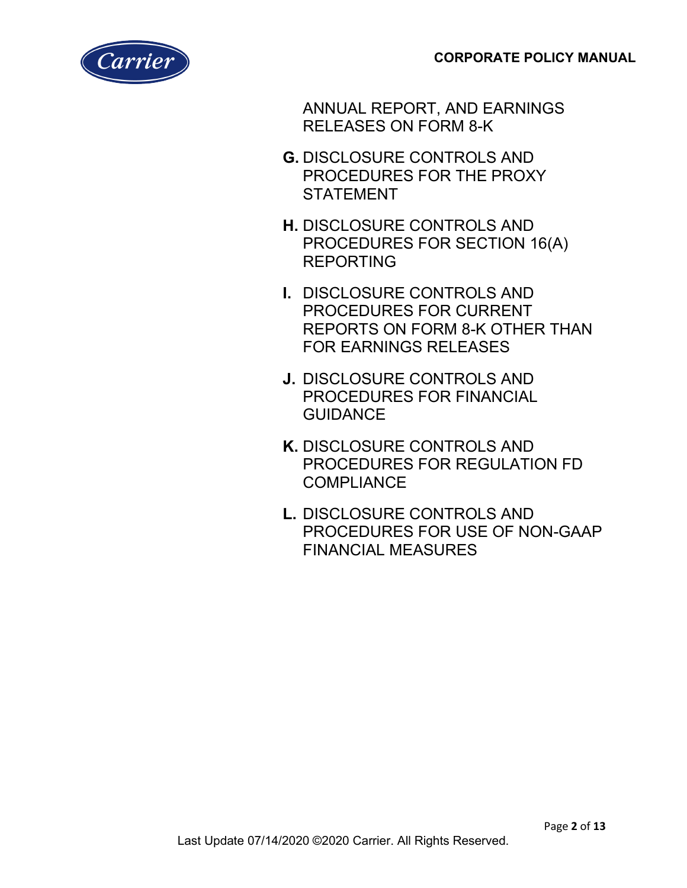ANNUAL REPORT, AND EARNINGS RELEASES ON FORM 8-K

**G.** DISCLOSURE CONTROLS AND PROCEDURES FOR THE PROXY STATEMENT

**H.** DISCLOSURE CONTROLS AND PROCEDURES FOR SECTION 16(A) REPORTING

**I.** DISCLOSURE CONTROLS AND PROCEDURES FOR CURRENT REPORTS ON FORM 8-K OTHER THAN FOR EARNINGS RELEASES

**J.** DISCLOSURE CONTROLS AND PROCEDURES FOR FINANCIAL GUIDANCE

**K.** DISCLOSURE CONTROLS AND PROCEDURES FOR REGULATION FD COMPLIANCE

**L.** DISCLOSURE CONTROLS AND PROCEDURES FOR USE OF NON-GAAP FINANCIAL MEASURES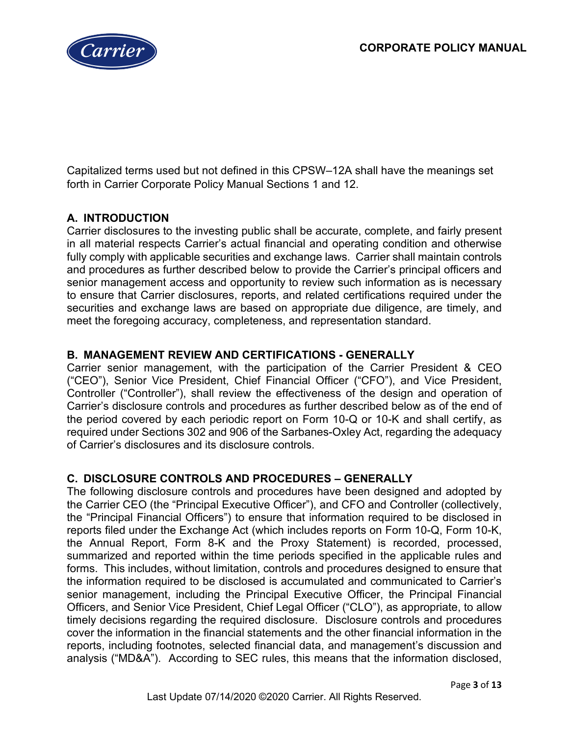Capitalized terms used but not defined in this CPSW–12A shall have the meanings set forth in Carrier Corporate Policy Manual Sections 1 and 12.

## A. INTRODUCTION

Carrier disclosures to the investing public shall be accurate, complete, and fairly present in all material respects Carrier's actual financial and operating condition and otherwise fully comply with applicable securities and exchange laws. Carrier shall maintain controls and procedures as further described below to provide the Carrier's principal officers and senior management access and opportunity to review such information as is necessary to ensure that Carrier disclosures, reports, and related certifications required under the securities and exchange laws are based on appropriate due diligence, are timely, and meet the foregoing accuracy, completeness, and representation standard.

## B. MANAGEMENT REVIEW AND CERTIFICATIONS - GENERALLY

Carrier senior management, with the participation of the Carrier President & CEO ("CEO"), Senior Vice President, Chief Financial Officer ("CFO"), and Vice President, Controller ("Controller"), shall review the effectiveness of the design and operation of Carrier's disclosure controls and procedures as further described below as of the end of the period covered by each periodic report on Form 10-Q or 10-K and shall certify, as required under Sections 302 and 906 of the Sarbanes-Oxley Act, regarding the adequacy of Carrier's disclosures and its disclosure controls.

## C. DISCLOSURE CONTROLS AND PROCEDURES – GENERALLY

The following disclosure controls and procedures have been designed and adopted by the Carrier CEO (the "Principal Executive Officer"), and CFO and Controller (collectively, the "Principal Financial Officers") to ensure that information required to be disclosed in reports filed under the Exchange Act (which includes reports on Form 10-Q, Form 10-K, the Annual Report, Form 8-K and the Proxy Statement) is recorded, processed, summarized and reported within the time periods specified in the applicable rules and forms. This includes, without limitation, controls and procedures designed to ensure that the information required to be disclosed is accumulated and communicated to Carrier's senior management, including the Principal Executive Officer, the Principal Financial Officers, and Senior Vice President, Chief Legal Officer ("CLO"), as appropriate, to allow timely decisions regarding the required disclosure. Disclosure controls and procedures cover the information in the financial statements and the other financial information in the reports, including footnotes, selected financial data, and management's discussion and analysis ("MD&A"). According to SEC rules, this means that the information disclosed,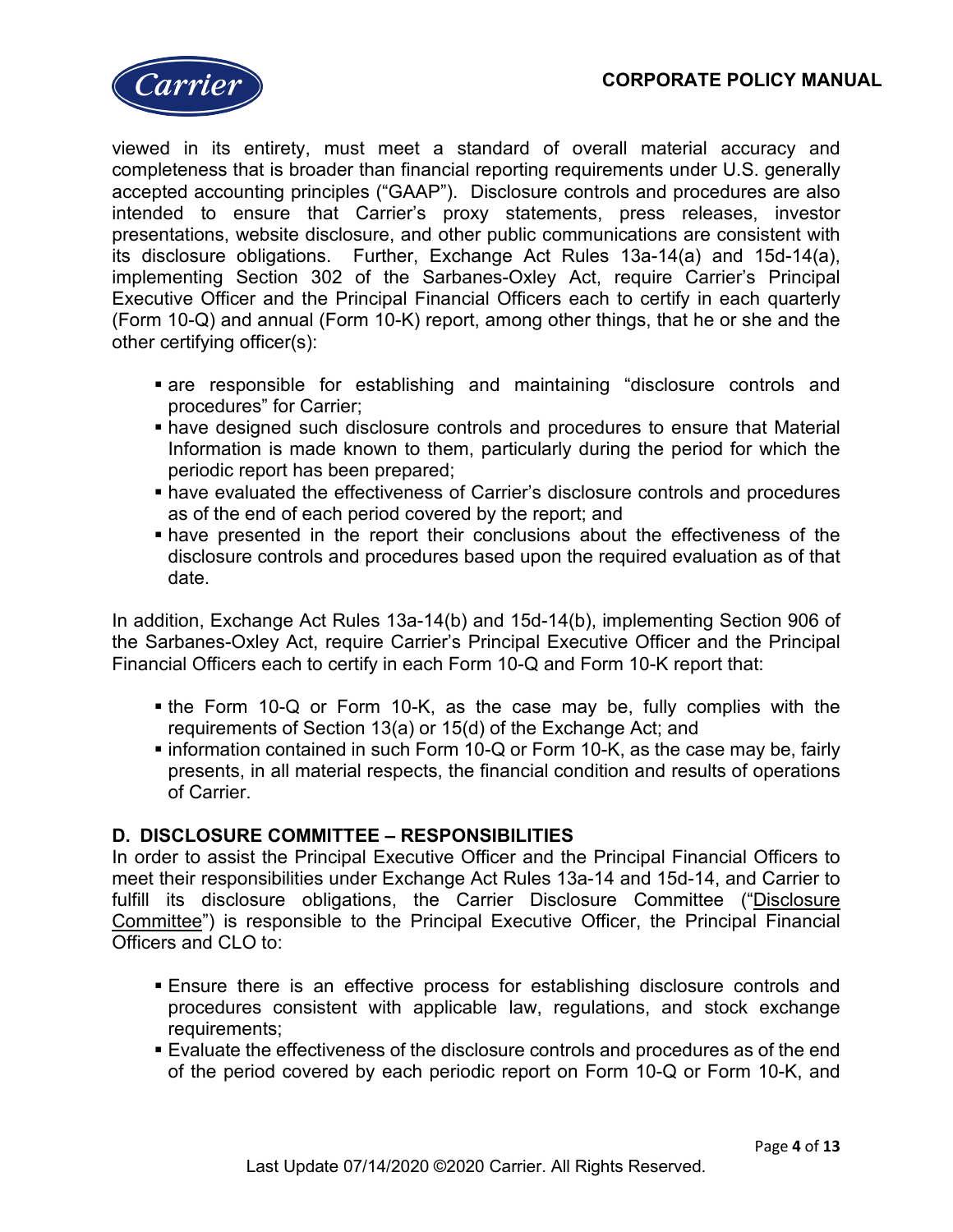viewed in its entirety, must meet a standard of overall material accuracy and completeness that is broader than financial reporting requirements under U.S. generally accepted accounting principles ("GAAP"). Disclosure controls and procedures are also intended to ensure that Carrier's proxy statements, press releases, investor presentations, website disclosure, and other public communications are consistent with its disclosure obligations. Further, Exchange Act Rules 13a-14(a) and 15d-14(a), implementing Section 302 of the Sarbanes-Oxley Act, require Carrier's Principal Executive Officer and the Principal Financial Officers each to certify in each quarterly (Form 10-Q) and annual (Form 10-K) report, among other things, that he or she and the other certifying officer(s):

- are responsible for establishing and maintaining "disclosure controls and procedures" for Carrier;
- have designed such disclosure controls and procedures to ensure that Material Information is made known to them, particularly during the period for which the periodic report has been prepared;
- have evaluated the effectiveness of Carrier's disclosure controls and procedures as of the end of each period covered by the report; and
- have presented in the report their conclusions about the effectiveness of the disclosure controls and procedures based upon the required evaluation as of that date.

In addition, Exchange Act Rules 13a-14(b) and 15d-14(b), implementing Section 906 of the Sarbanes-Oxley Act, require Carrier's Principal Executive Officer and the Principal Financial Officers each to certify in each Form 10-Q and Form 10-K report that:

- the Form 10-Q or Form 10-K, as the case may be, fully complies with the requirements of Section 13(a) or 15(d) of the Exchange Act; and
- information contained in such Form 10-Q or Form 10-K, as the case may be, fairly presents, in all material respects, the financial condition and results of operations of Carrier.

## D. DISCLOSURE COMMITTEE – RESPONSIBILITIES

In order to assist the Principal Executive Officer and the Principal Financial Officers to meet their responsibilities under Exchange Act Rules 13a-14 and 15d-14, and Carrier to fulfill its disclosure obligations, the Carrier Disclosure Committee ("Disclosure Committee") is responsible to the Principal Executive Officer, the Principal Financial Officers and CLO to:

- Ensure there is an effective process for establishing disclosure controls and procedures consistent with applicable law, regulations, and stock exchange requirements;
- Evaluate the effectiveness of the disclosure controls and procedures as of the end of the period covered by each periodic report on Form 10-Q or Form 10-K, and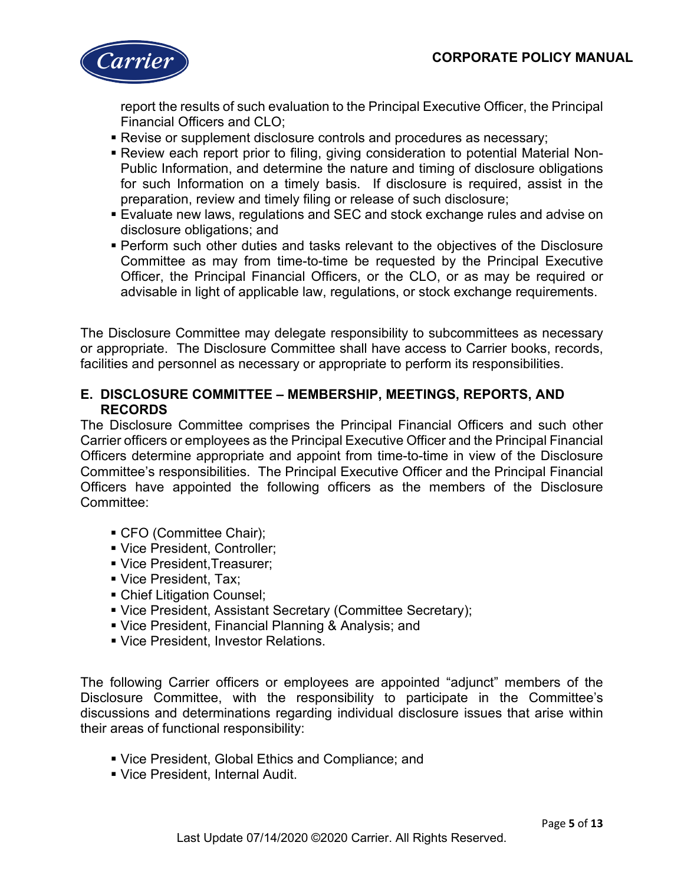report the results of such evaluation to the Principal Executive Officer, the Principal Financial Officers and CLO;

- Revise or supplement disclosure controls and procedures as necessary;
- Review each report prior to filing, giving consideration to potential Material Non-Public Information, and determine the nature and timing of disclosure obligations for such Information on a timely basis. If disclosure is required, assist in the preparation, review and timely filing or release of such disclosure;
- Evaluate new laws, regulations and SEC and stock exchange rules and advise on disclosure obligations; and
- Perform such other duties and tasks relevant to the objectives of the Disclosure Committee as may from time-to-time be requested by the Principal Executive Officer, the Principal Financial Officers, or the CLO, or as may be required or advisable in light of applicable law, regulations, or stock exchange requirements.

The Disclosure Committee may delegate responsibility to subcommittees as necessary or appropriate. The Disclosure Committee shall have access to Carrier books, records, facilities and personnel as necessary or appropriate to perform its responsibilities.

### E. DISCLOSURE COMMITTEE – MEMBERSHIP, MEETINGS, REPORTS, AND RECORDS

The Disclosure Committee comprises the Principal Financial Officers and such other Carrier officers or employees as the Principal Executive Officer and the Principal Financial Officers determine appropriate and appoint from time-to-time in view of the Disclosure Committee's responsibilities. The Principal Executive Officer and the Principal Financial Officers have appointed the following officers as the members of the Disclosure Committee:

- CFO (Committee Chair);
- Vice President, Controller;
- Vice President,Treasurer;
- Vice President, Tax;
- Chief Litigation Counsel;
- Vice President, Assistant Secretary (Committee Secretary);
- Vice President, Financial Planning & Analysis; and
- Vice President, Investor Relations.

The following Carrier officers or employees are appointed "adjunct" members of the Disclosure Committee, with the responsibility to participate in the Committee's discussions and determinations regarding individual disclosure issues that arise within their areas of functional responsibility:

- Vice President, Global Ethics and Compliance; and
- Vice President, Internal Audit.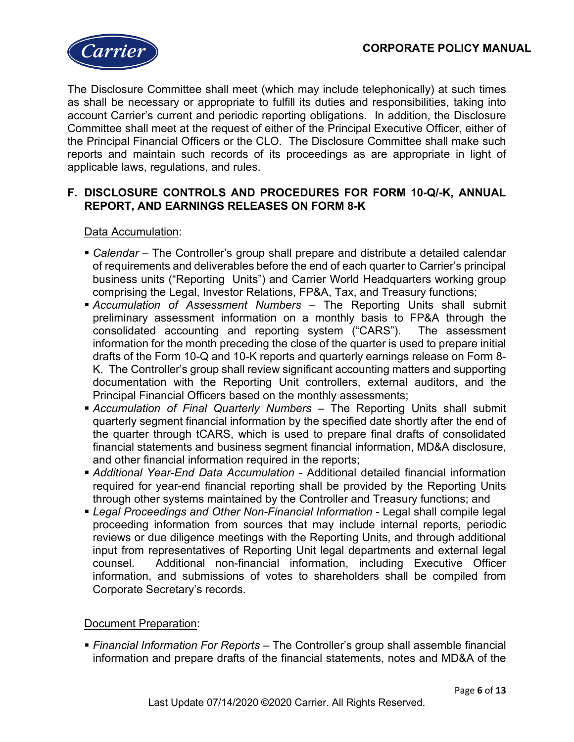The Disclosure Committee shall meet (which may include telephonically) at such times as shall be necessary or appropriate to fulfill its duties and responsibilities, taking into account Carrier's current and periodic reporting obligations. In addition, the Disclosure Committee shall meet at the request of either of the Principal Executive Officer, either of the Principal Financial Officers or the CLO. The Disclosure Committee shall make such reports and maintain such records of its proceedings as are appropriate in light of applicable laws, regulations, and rules.

## F. DISCLOSURE CONTROLS AND PROCEDURES FOR FORM 10-Q/-K, ANNUAL REPORT, AND EARNINGS RELEASES ON FORM 8-K

Data Accumulation:

- *Calendar* – The Controller's group shall prepare and distribute a detailed calendar of requirements and deliverables before the end of each quarter to Carrier's principal business units ("Reporting Units") and Carrier World Headquarters working group comprising the Legal, Investor Relations, FP&A, Tax, and Treasury functions;
- *Accumulation of Assessment Numbers* – The Reporting Units shall submit preliminary assessment information on a monthly basis to FP&A through the consolidated accounting and reporting system ("CARS"). The assessment information for the month preceding the close of the quarter is used to prepare initial drafts of the Form 10-Q and 10-K reports and quarterly earnings release on Form 8-K. The Controller's group shall review significant accounting matters and supporting documentation with the Reporting Unit controllers, external auditors, and the Principal Financial Officers based on the monthly assessments;
- *Accumulation of Final Quarterly Numbers* – The Reporting Units shall submit quarterly segment financial information by the specified date shortly after the end of the quarter through tCARS, which is used to prepare final drafts of consolidated financial statements and business segment financial information, MD&A disclosure, and other financial information required in the reports;
- *Additional Year-End Data Accumulation* - Additional detailed financial information required for year-end financial reporting shall be provided by the Reporting Units through other systems maintained by the Controller and Treasury functions; and
- *Legal Proceedings and Other Non-Financial Information* - Legal shall compile legal proceeding information from sources that may include internal reports, periodic reviews or due diligence meetings with the Reporting Units, and through additional input from representatives of Reporting Unit legal departments and external legal counsel. Additional non-financial information, including Executive Officer information, and submissions of votes to shareholders shall be compiled from Corporate Secretary's records.

Document Preparation:

- *Financial Information For Reports* – The Controller's group shall assemble financial information and prepare drafts of the financial statements, notes and MD&A of the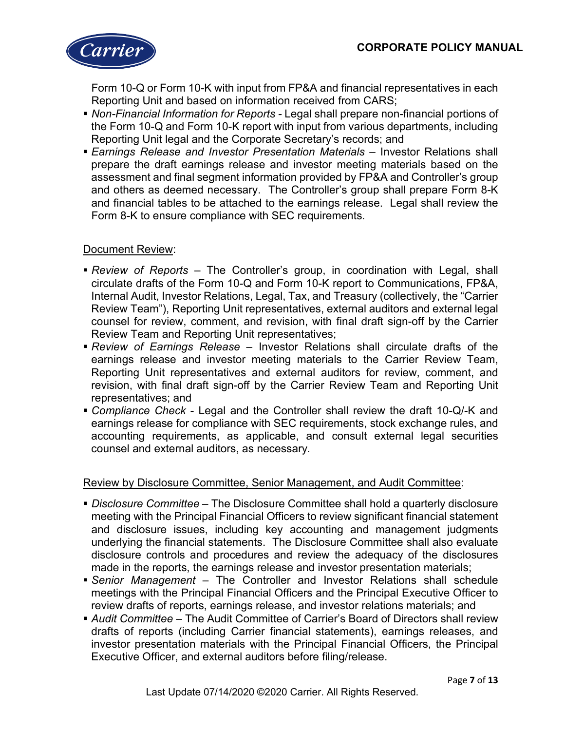Form 10-Q or Form 10-K with input from FP&A and financial representatives in each Reporting Unit and based on information received from CARS;

- *Non-Financial Information for Reports* - Legal shall prepare non-financial portions of the Form 10-Q and Form 10-K report with input from various departments, including Reporting Unit legal and the Corporate Secretary's records; and
- *Earnings Release and Investor Presentation Materials* – Investor Relations shall prepare the draft earnings release and investor meeting materials based on the assessment and final segment information provided by FP&A and Controller's group and others as deemed necessary. The Controller's group shall prepare Form 8-K and financial tables to be attached to the earnings release. Legal shall review the Form 8-K to ensure compliance with SEC requirements.

<u>Document Review</u>:

- *Review of Reports* – The Controller's group, in coordination with Legal, shall circulate drafts of the Form 10-Q and Form 10-K report to Communications, FP&A, Internal Audit, Investor Relations, Legal, Tax, and Treasury (collectively, the "Carrier Review Team"), Reporting Unit representatives, external auditors and external legal counsel for review, comment, and revision, with final draft sign-off by the Carrier Review Team and Reporting Unit representatives;
- *Review of Earnings Release* – Investor Relations shall circulate drafts of the earnings release and investor meeting materials to the Carrier Review Team, Reporting Unit representatives and external auditors for review, comment, and revision, with final draft sign-off by the Carrier Review Team and Reporting Unit representatives; and
- *Compliance Check* - Legal and the Controller shall review the draft 10-Q/-K and earnings release for compliance with SEC requirements, stock exchange rules, and accounting requirements, as applicable, and consult external legal securities counsel and external auditors, as necessary.

<u>Review by Disclosure Committee, Senior Management, and Audit Committee</u>:

- *Disclosure Committee* – The Disclosure Committee shall hold a quarterly disclosure meeting with the Principal Financial Officers to review significant financial statement and disclosure issues, including key accounting and management judgments underlying the financial statements. The Disclosure Committee shall also evaluate disclosure controls and procedures and review the adequacy of the disclosures made in the reports, the earnings release and investor presentation materials;
- *Senior Management* – The Controller and Investor Relations shall schedule meetings with the Principal Financial Officers and the Principal Executive Officer to review drafts of reports, earnings release, and investor relations materials; and
- *Audit Committee* – The Audit Committee of Carrier's Board of Directors shall review drafts of reports (including Carrier financial statements), earnings releases, and investor presentation materials with the Principal Financial Officers, the Principal Executive Officer, and external auditors before filing/release.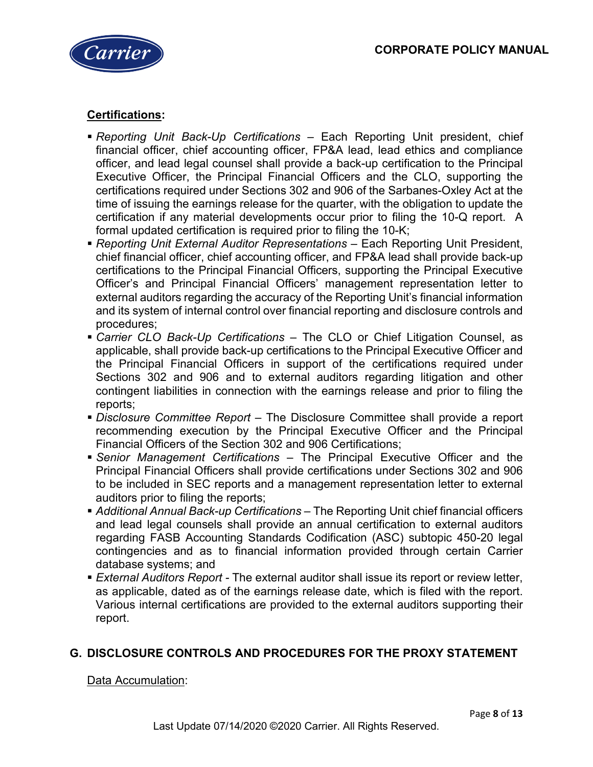**Certifications:**

- *Reporting Unit Back-Up Certifications* – Each Reporting Unit president, chief financial officer, chief accounting officer, FP&A lead, lead ethics and compliance officer, and lead legal counsel shall provide a back-up certification to the Principal Executive Officer, the Principal Financial Officers and the CLO, supporting the certifications required under Sections 302 and 906 of the Sarbanes-Oxley Act at the time of issuing the earnings release for the quarter, with the obligation to update the certification if any material developments occur prior to filing the 10-Q report. A formal updated certification is required prior to filing the 10-K;
- *Reporting Unit External Auditor Representations* – Each Reporting Unit President, chief financial officer, chief accounting officer, and FP&A lead shall provide back-up certifications to the Principal Financial Officers, supporting the Principal Executive Officer's and Principal Financial Officers' management representation letter to external auditors regarding the accuracy of the Reporting Unit's financial information and its system of internal control over financial reporting and disclosure controls and procedures;
- *Carrier CLO Back-Up Certifications* – The CLO or Chief Litigation Counsel, as applicable, shall provide back-up certifications to the Principal Executive Officer and the Principal Financial Officers in support of the certifications required under Sections 302 and 906 and to external auditors regarding litigation and other contingent liabilities in connection with the earnings release and prior to filing the reports;
- *Disclosure Committee Report* – The Disclosure Committee shall provide a report recommending execution by the Principal Executive Officer and the Principal Financial Officers of the Section 302 and 906 Certifications;
- *Senior Management Certifications* – The Principal Executive Officer and the Principal Financial Officers shall provide certifications under Sections 302 and 906 to be included in SEC reports and a management representation letter to external auditors prior to filing the reports;
- *Additional Annual Back-up Certifications* – The Reporting Unit chief financial officers and lead legal counsels shall provide an annual certification to external auditors regarding FASB Accounting Standards Codification (ASC) subtopic 450-20 legal contingencies and as to financial information provided through certain Carrier database systems; and
- *External Auditors Report* - The external auditor shall issue its report or review letter, as applicable, dated as of the earnings release date, which is filed with the report. Various internal certifications are provided to the external auditors supporting their report.

## G. DISCLOSURE CONTROLS AND PROCEDURES FOR THE PROXY STATEMENT

Data Accumulation: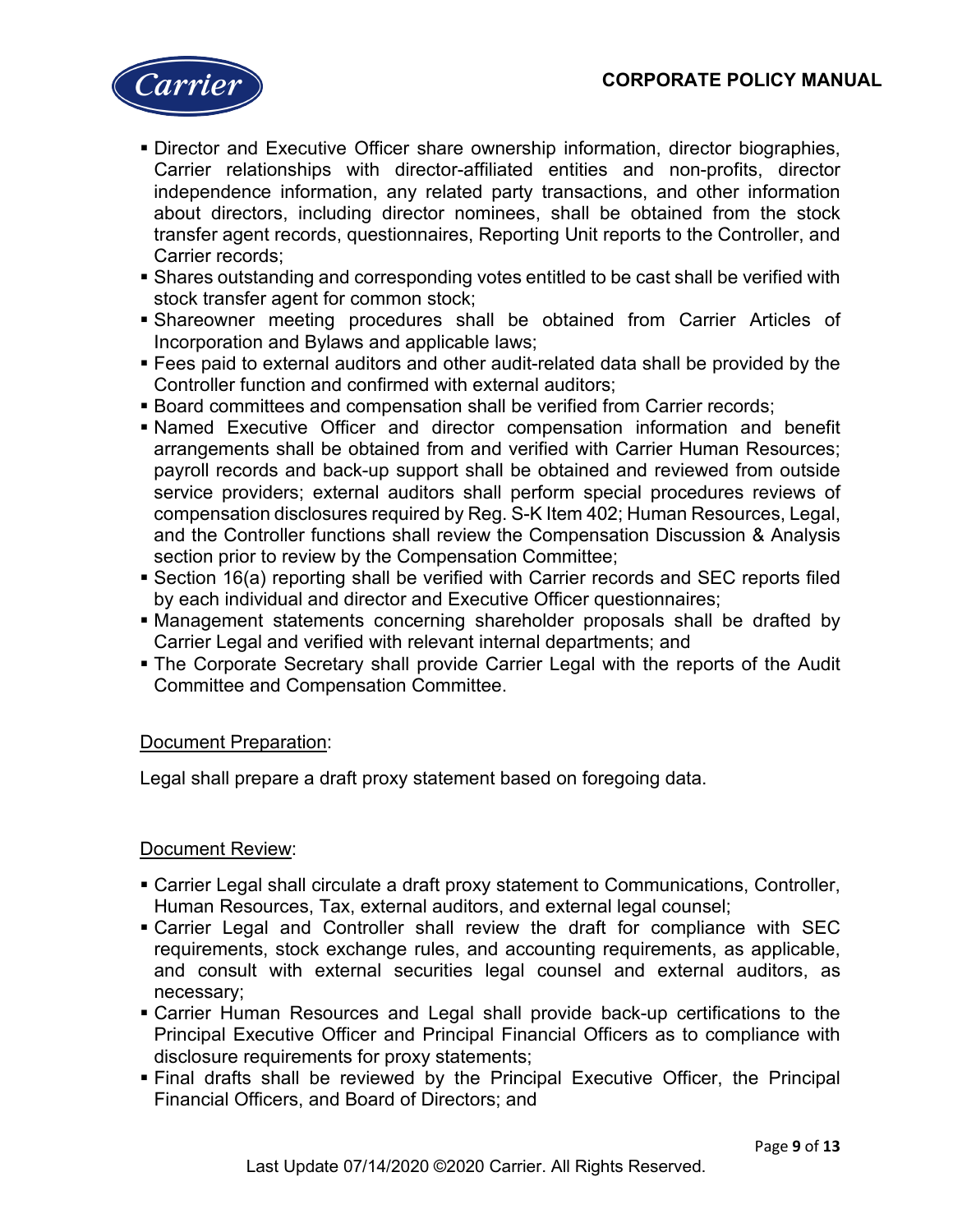- Director and Executive Officer share ownership information, director biographies, Carrier relationships with director-affiliated entities and non-profits, director independence information, any related party transactions, and other information about directors, including director nominees, shall be obtained from the stock transfer agent records, questionnaires, Reporting Unit reports to the Controller, and Carrier records;
- Shares outstanding and corresponding votes entitled to be cast shall be verified with stock transfer agent for common stock;
- Shareowner meeting procedures shall be obtained from Carrier Articles of Incorporation and Bylaws and applicable laws;
- Fees paid to external auditors and other audit-related data shall be provided by the Controller function and confirmed with external auditors;
- Board committees and compensation shall be verified from Carrier records;
- Named Executive Officer and director compensation information and benefit arrangements shall be obtained from and verified with Carrier Human Resources; payroll records and back-up support shall be obtained and reviewed from outside service providers; external auditors shall perform special procedures reviews of compensation disclosures required by Reg. S-K Item 402; Human Resources, Legal, and the Controller functions shall review the Compensation Discussion & Analysis section prior to review by the Compensation Committee;
- Section 16(a) reporting shall be verified with Carrier records and SEC reports filed by each individual and director and Executive Officer questionnaires;
- Management statements concerning shareholder proposals shall be drafted by Carrier Legal and verified with relevant internal departments; and
- The Corporate Secretary shall provide Carrier Legal with the reports of the Audit Committee and Compensation Committee.

<u>Document Preparation</u>:

Legal shall prepare a draft proxy statement based on foregoing data.

<u>Document Review</u>:

- Carrier Legal shall circulate a draft proxy statement to Communications, Controller, Human Resources, Tax, external auditors, and external legal counsel;
- Carrier Legal and Controller shall review the draft for compliance with SEC requirements, stock exchange rules, and accounting requirements, as applicable, and consult with external securities legal counsel and external auditors, as necessary;
- Carrier Human Resources and Legal shall provide back-up certifications to the Principal Executive Officer and Principal Financial Officers as to compliance with disclosure requirements for proxy statements;
- Final drafts shall be reviewed by the Principal Executive Officer, the Principal Financial Officers, and Board of Directors; and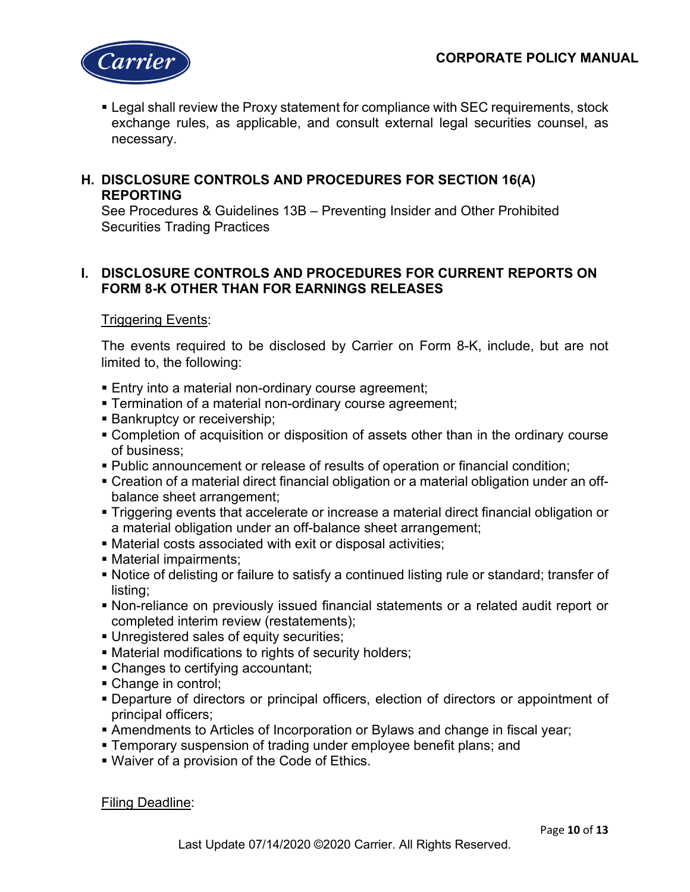- Legal shall review the Proxy statement for compliance with SEC requirements, stock exchange rules, as applicable, and consult external legal securities counsel, as necessary.

## H. DISCLOSURE CONTROLS AND PROCEDURES FOR SECTION 16(A) REPORTING

See Procedures & Guidelines 13B – Preventing Insider and Other Prohibited Securities Trading Practices

## I. DISCLOSURE CONTROLS AND PROCEDURES FOR CURRENT REPORTS ON FORM 8-K OTHER THAN FOR EARNINGS RELEASES

Triggering Events:

The events required to be disclosed by Carrier on Form 8-K, include, but are not limited to, the following:

- Entry into a material non-ordinary course agreement;
- Termination of a material non-ordinary course agreement;
- Bankruptcy or receivership;
- Completion of acquisition or disposition of assets other than in the ordinary course of business;
- Public announcement or release of results of operation or financial condition;
- Creation of a material direct financial obligation or a material obligation under an off-balance sheet arrangement;
- Triggering events that accelerate or increase a material direct financial obligation or a material obligation under an off-balance sheet arrangement;
- Material costs associated with exit or disposal activities;
- Material impairments;
- Notice of delisting or failure to satisfy a continued listing rule or standard; transfer of listing;
- Non-reliance on previously issued financial statements or a related audit report or completed interim review (restatements);
- Unregistered sales of equity securities;
- Material modifications to rights of security holders;
- Changes to certifying accountant;
- Change in control;
- Departure of directors or principal officers, election of directors or appointment of principal officers;
- Amendments to Articles of Incorporation or Bylaws and change in fiscal year;
- Temporary suspension of trading under employee benefit plans; and
- Waiver of a provision of the Code of Ethics.

Filing Deadline: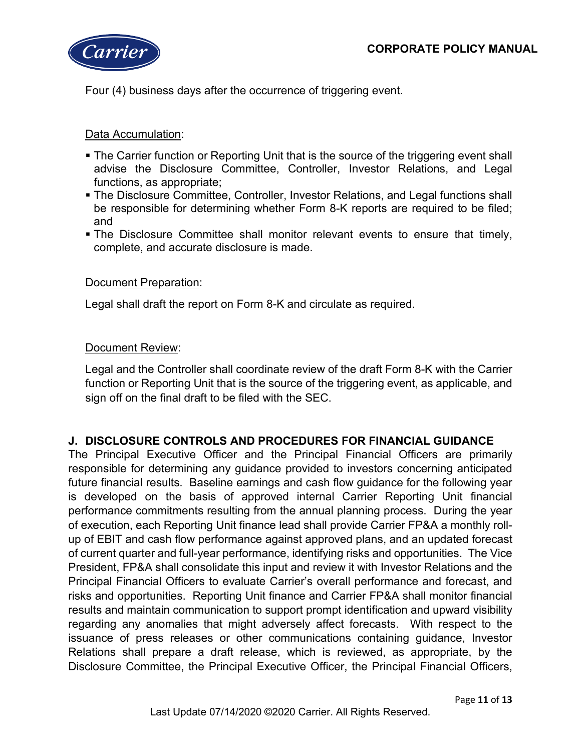Four (4) business days after the occurrence of triggering event.

Data Accumulation:

- The Carrier function or Reporting Unit that is the source of the triggering event shall advise the Disclosure Committee, Controller, Investor Relations, and Legal functions, as appropriate;
- The Disclosure Committee, Controller, Investor Relations, and Legal functions shall be responsible for determining whether Form 8-K reports are required to be filed; and
- The Disclosure Committee shall monitor relevant events to ensure that timely, complete, and accurate disclosure is made.

Document Preparation:

Legal shall draft the report on Form 8-K and circulate as required.

Document Review:

Legal and the Controller shall coordinate review of the draft Form 8-K with the Carrier function or Reporting Unit that is the source of the triggering event, as applicable, and sign off on the final draft to be filed with the SEC.

## J. DISCLOSURE CONTROLS AND PROCEDURES FOR FINANCIAL GUIDANCE

The Principal Executive Officer and the Principal Financial Officers are primarily responsible for determining any guidance provided to investors concerning anticipated future financial results. Baseline earnings and cash flow guidance for the following year is developed on the basis of approved internal Carrier Reporting Unit financial performance commitments resulting from the annual planning process. During the year of execution, each Reporting Unit finance lead shall provide Carrier FP&A a monthly roll-up of EBIT and cash flow performance against approved plans, and an updated forecast of current quarter and full-year performance, identifying risks and opportunities. The Vice President, FP&A shall consolidate this input and review it with Investor Relations and the Principal Financial Officers to evaluate Carrier's overall performance and forecast, and risks and opportunities. Reporting Unit finance and Carrier FP&A shall monitor financial results and maintain communication to support prompt identification and upward visibility regarding any anomalies that might adversely affect forecasts. With respect to the issuance of press releases or other communications containing guidance, Investor Relations shall prepare a draft release, which is reviewed, as appropriate, by the Disclosure Committee, the Principal Executive Officer, the Principal Financial Officers,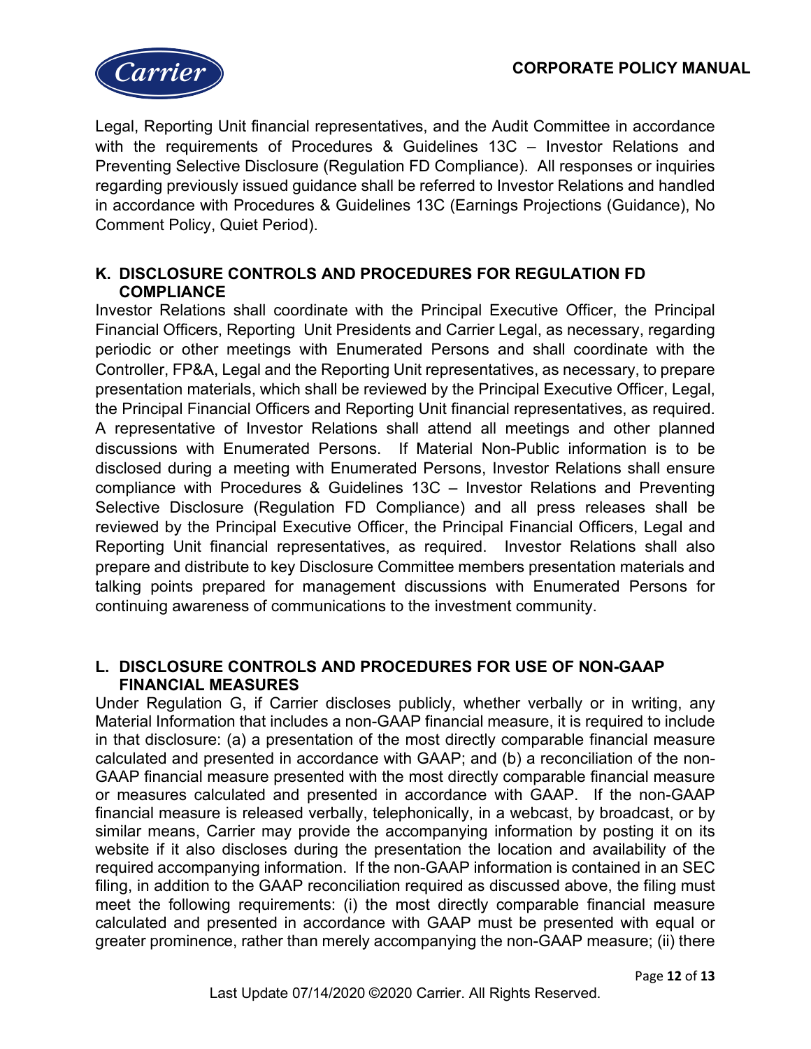Legal, Reporting Unit financial representatives, and the Audit Committee in accordance with the requirements of Procedures & Guidelines 13C – Investor Relations and Preventing Selective Disclosure (Regulation FD Compliance). All responses or inquiries regarding previously issued guidance shall be referred to Investor Relations and handled in accordance with Procedures & Guidelines 13C (Earnings Projections (Guidance), No Comment Policy, Quiet Period).

## K. DISCLOSURE CONTROLS AND PROCEDURES FOR REGULATION FD COMPLIANCE

Investor Relations shall coordinate with the Principal Executive Officer, the Principal Financial Officers, Reporting Unit Presidents and Carrier Legal, as necessary, regarding periodic or other meetings with Enumerated Persons and shall coordinate with the Controller, FP&A, Legal and the Reporting Unit representatives, as necessary, to prepare presentation materials, which shall be reviewed by the Principal Executive Officer, Legal, the Principal Financial Officers and Reporting Unit financial representatives, as required. A representative of Investor Relations shall attend all meetings and other planned discussions with Enumerated Persons. If Material Non-Public information is to be disclosed during a meeting with Enumerated Persons, Investor Relations shall ensure compliance with Procedures & Guidelines 13C – Investor Relations and Preventing Selective Disclosure (Regulation FD Compliance) and all press releases shall be reviewed by the Principal Executive Officer, the Principal Financial Officers, Legal and Reporting Unit financial representatives, as required. Investor Relations shall also prepare and distribute to key Disclosure Committee members presentation materials and talking points prepared for management discussions with Enumerated Persons for continuing awareness of communications to the investment community.

## L. DISCLOSURE CONTROLS AND PROCEDURES FOR USE OF NON-GAAP FINANCIAL MEASURES

Under Regulation G, if Carrier discloses publicly, whether verbally or in writing, any Material Information that includes a non-GAAP financial measure, it is required to include in that disclosure: (a) a presentation of the most directly comparable financial measure calculated and presented in accordance with GAAP; and (b) a reconciliation of the non-GAAP financial measure presented with the most directly comparable financial measure or measures calculated and presented in accordance with GAAP. If the non-GAAP financial measure is released verbally, telephonically, in a webcast, by broadcast, or by similar means, Carrier may provide the accompanying information by posting it on its website if it also discloses during the presentation the location and availability of the required accompanying information. If the non-GAAP information is contained in an SEC filing, in addition to the GAAP reconciliation required as discussed above, the filing must meet the following requirements: (i) the most directly comparable financial measure calculated and presented in accordance with GAAP must be presented with equal or greater prominence, rather than merely accompanying the non-GAAP measure; (ii) there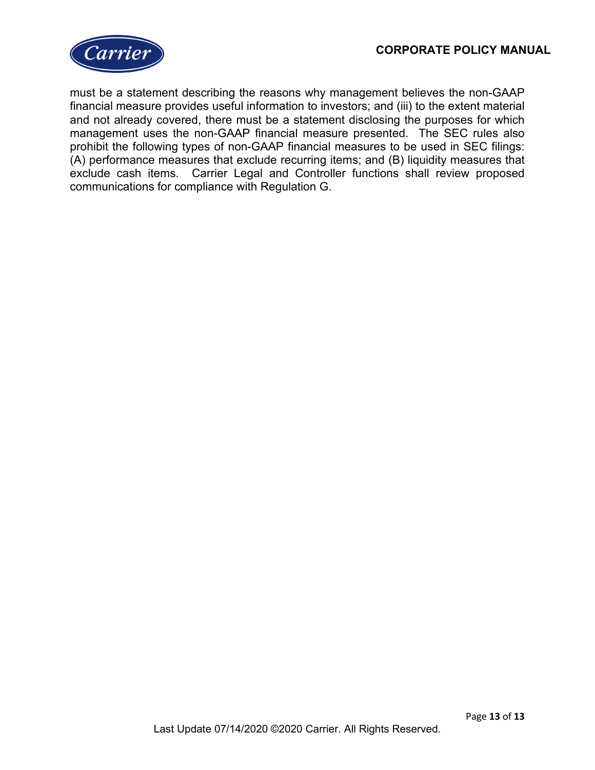must be a statement describing the reasons why management believes the non-GAAP financial measure provides useful information to investors; and (iii) to the extent material and not already covered, there must be a statement disclosing the purposes for which management uses the non-GAAP financial measure presented. The SEC rules also prohibit the following types of non-GAAP financial measures to be used in SEC filings: (A) performance measures that exclude recurring items; and (B) liquidity measures that exclude cash items. Carrier Legal and Controller functions shall review proposed communications for compliance with Regulation G.